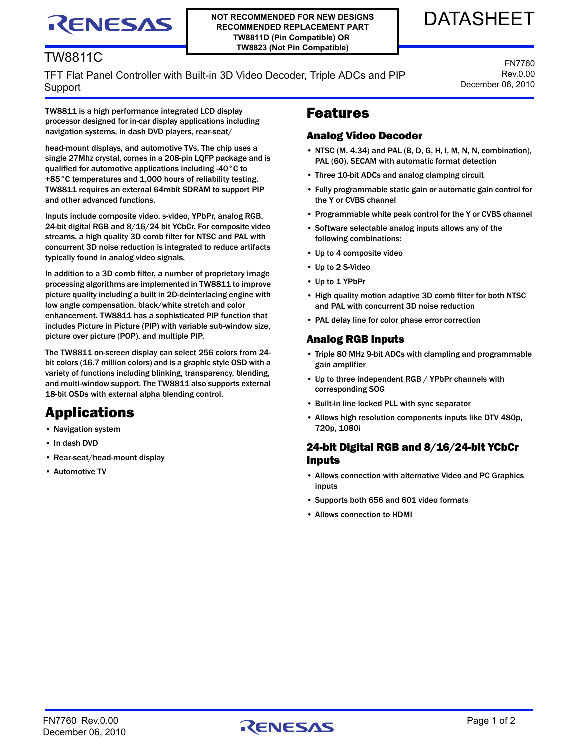NOT RECOMMENDED FOR NEW DESIGNS
RECOMMENDED REPLACEMENT PART
TW8811D (Pin Compatible) OR
TW8823 (Not Pin Compatible)

DATASHEET

# TW8811C

TFT Flat Panel Controller with Built-in 3D Video Decoder, Triple ADCs and PIP Support

FN7760
Rev.0.00
December 06, 2010

TW8811 is a high performance integrated LCD display processor designed for in-car display applications including navigation systems, in dash DVD players, rear-seat/head-mount displays, and automotive TVs. The chip uses a single 27Mhz crystal, comes in a 208-pin LQFP package and is qualified for automotive applications including -40°C to +85°C temperatures and 1,000 hours of reliability testing. TW8811 requires an external 64mbit SDRAM to support PIP and other advanced functions.

Inputs include composite video, s-video, YPbPr, analog RGB, 24-bit digital RGB and 8/16/24 bit YCbCr. For composite video streams, a high quality 3D comb filter for NTSC and PAL with concurrent 3D noise reduction is integrated to reduce artifacts typically found in analog video signals.

In addition to a 3D comb filter, a number of proprietary image processing algorithms are implemented in TW8811 to improve picture quality including a built in 2D-deinterlacing engine with low angle compensation, black/white stretch and color enhancement. TW8811 has a sophisticated PIP function that includes Picture in Picture (PIP) with variable sub-window size, picture over picture (POP), and multiple PIP.

The TW8811 on-screen display can select 256 colors from 24-bit colors (16.7 million colors) and is a graphic style OSD with a variety of functions including blinking, transparency, blending, and multi-window support. The TW8811 also supports external 18-bit OSDs with external alpha blending control.

## Applications

- Navigation system
- In dash DVD
- Rear-seat/head-mount display
- Automotive TV

## Features

### Analog Video Decoder

- NTSC (M, 4.34) and PAL (B, D, G, H, I, M, N, N, combination), PAL (60), SECAM with automatic format detection
- Three 10-bit ADCs and analog clamping circuit
- Fully programmable static gain or automatic gain control for the Y or CVBS channel
- Programmable white peak control for the Y or CVBS channel
- Software selectable analog inputs allows any of the following combinations:
- Up to 4 composite video
- Up to 2 S-Video
- Up to 1 YPbPr
- High quality motion adaptive 3D comb filter for both NTSC and PAL with concurrent 3D noise reduction
- PAL delay line for color phase error correction

### Analog RGB Inputs

- Triple 80 MHz 9-bit ADCs with clampling and programmable gain amplifier
- Up to three independent RGB / YPbPr channels with corresponding SOG
- Built-in line locked PLL with sync separator
- Allows high resolution components inputs like DTV 480p, 720p, 1080i

### 24-bit Digital RGB and 8/16/24-bit YCbCr Inputs

- Allows connection with alternative Video and PC Graphics inputs
- Supports both 656 and 601 video formats
- Allows connection to HDMI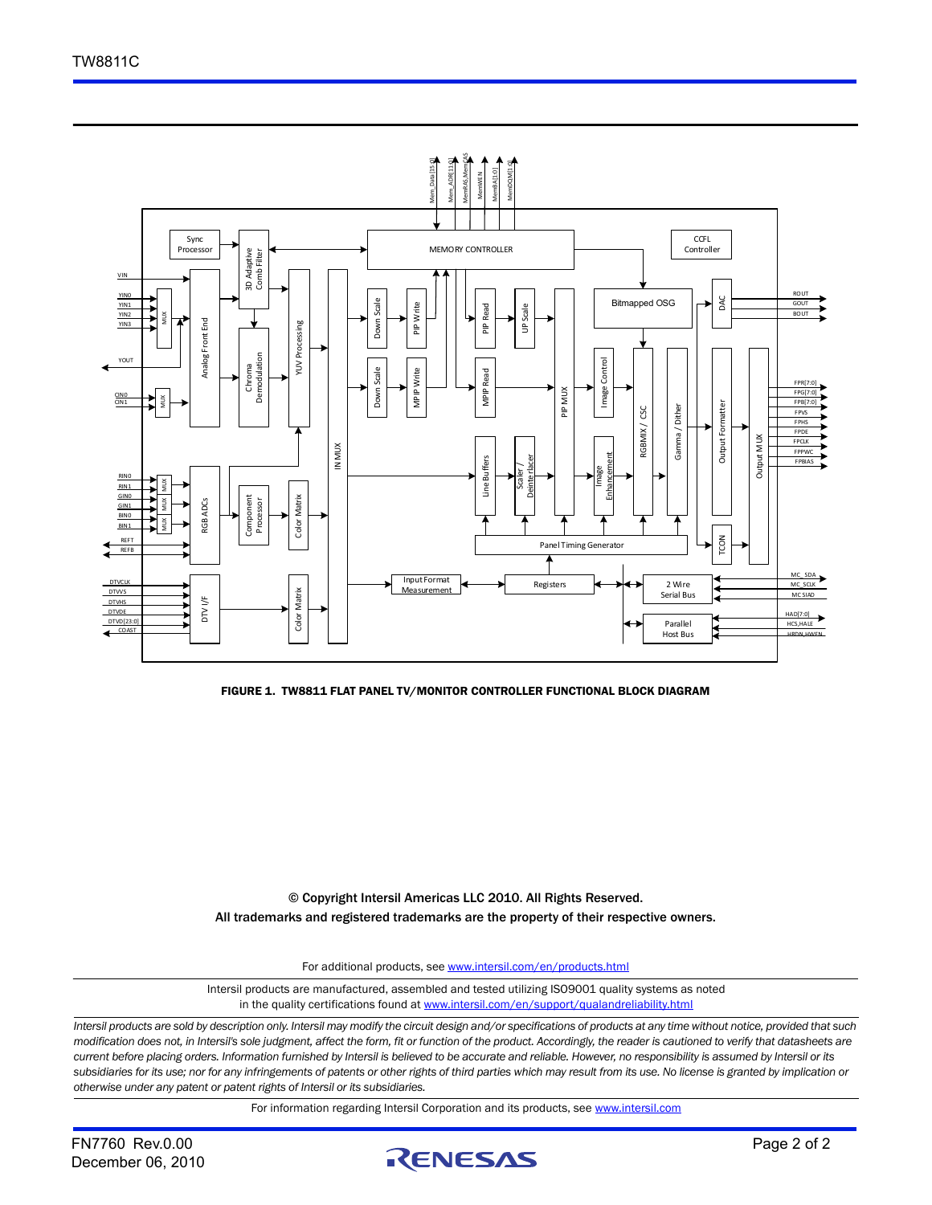Mem_Data[15:0]
Mem_ADR[11:0]
MemRAS, MemCAS
MemWEN
MemBA[1:0]
MemDQM[1:0]

Sync Processor
3D Adaptive Comb Filter
MEMORY CONTROLLER
CCFL Controller

VIN
YIN0
YIN1
YIN2
YIN3
MUX
Analog Front End
Chroma Demodulation
YUV Processing
IN MUX
Down Scale
PIP Write
PIP Read
UP Scale
PIP MUX
Bitmapped OSG
DAC
ROUT
GOUT
BOUT

YOUT
CIN0
CIN1
MUX
Down Scale
MPIP Write
MPIP Read
Image Control
RGBMIX / CSC
Gamma / Dither
Output Formatter
Output MUX
FPR[7:0]
FPG[7:0]
FPB[7:0]
FPVS
FPHS
FPDE
FPCLK
FPPWC
FPBIAS

RIN0
RIN1
GIN0
GIN1
BIN0
BIN1
MUX
MUX
MUX
RGB ADCs
Component Processor
Color Matrix
Line Buffers
Scaler / Deinterlacer
Image Enhancement
REFT
REFB
Panel Timing Generator
TCON

DTVCLK
DTVVS
DTVHS
DTVDE
DTVD[23:0]
COAST
DTV I/F
Color Matrix
Input Format Measurement
Registers
2 Wire Serial Bus
MC_SDA
MC_SCLK
MCSIAD
Parallel Host Bus
HAD[7:0]
HCS,HALE
HRDN,HWEN

**FIGURE 1. TW8811 FLAT PANEL TV/MONITOR CONTROLLER FUNCTIONAL BLOCK DIAGRAM**

**© Copyright Intersil Americas LLC 2010. All Rights Reserved.**
**All trademarks and registered trademarks are the property of their respective owners.**

For additional products, see www.intersil.com/en/products.html

Intersil products are manufactured, assembled and tested utilizing ISO9001 quality systems as noted in the quality certifications found at www.intersil.com/en/support/qualandreliability.html

*Intersil products are sold by description only. Intersil may modify the circuit design and/or specifications of products at any time without notice, provided that such modification does not, in Intersil's sole judgment, affect the form, fit or function of the product. Accordingly, the reader is cautioned to verify that datasheets are current before placing orders. Information furnished by Intersil is believed to be accurate and reliable. However, no responsibility is assumed by Intersil or its subsidiaries for its use; nor for any infringements of patents or other rights of third parties which may result from its use. No license is granted by implication or otherwise under any patent or patent rights of Intersil or its subsidiaries.*

For information regarding Intersil Corporation and its products, see www.intersil.com